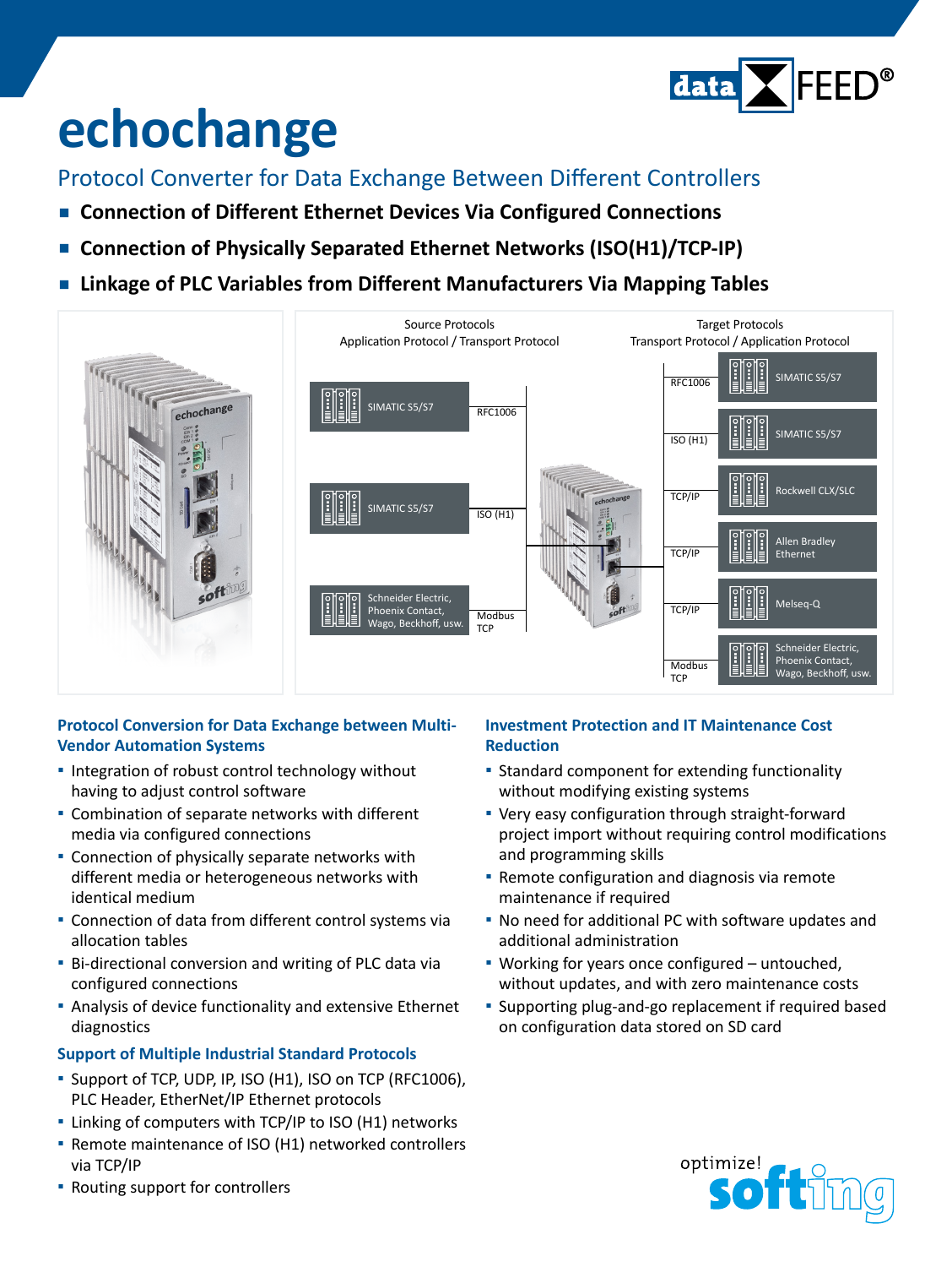# echochange

## Protocol Converter for Data Exchange Between Different Controllers

- **Connection of Different Ethernet Devices Via Configured Connections**
- **Connection of Physically Separated Ethernet Networks (ISO(H1)/TCP-IP)**
- **Linkage of PLC Variables from Different Manufacturers Via Mapping Tables**

Source Protocols
Application Protocol / Transport Protocol

- SIMATIC S5/S7 — RFC1006
- SIMATIC S5/S7 — ISO (H1)
- Schneider Electric, Phoenix Contact, Wago, Beckhoff, usw. — Modbus TCP

Target Protocols
Transport Protocol / Application Protocol

- RFC1006 — SIMATIC S5/S7
- ISO (H1) — SIMATIC S5/S7
- TCP/IP — Rockwell CLX/SLC
- TCP/IP — Allen Bradley Ethernet
- TCP/IP — Melseq-Q
- Modbus TCP — Schneider Electric, Phoenix Contact, Wago, Beckhoff, usw.

### Protocol Conversion for Data Exchange between Multi-Vendor Automation Systems

- Integration of robust control technology without having to adjust control software
- Combination of separate networks with different media via configured connections
- Connection of physically separate networks with different media or heterogeneous networks with identical medium
- Connection of data from different control systems via allocation tables
- Bi-directional conversion and writing of PLC data via configured connections
- Analysis of device functionality and extensive Ethernet diagnostics

### Support of Multiple Industrial Standard Protocols

- Support of TCP, UDP, IP, ISO (H1), ISO on TCP (RFC1006), PLC Header, EtherNet/IP Ethernet protocols
- Linking of computers with TCP/IP to ISO (H1) networks
- Remote maintenance of ISO (H1) networked controllers via TCP/IP
- Routing support for controllers

### Investment Protection and IT Maintenance Cost Reduction

- Standard component for extending functionality without modifying existing systems
- Very easy configuration through straight-forward project import without requiring control modifications and programming skills
- Remote configuration and diagnosis via remote maintenance if required
- No need for additional PC with software updates and additional administration
- Working for years once configured – untouched, without updates, and with zero maintenance costs
- Supporting plug-and-go replacement if required based on configuration data stored on SD card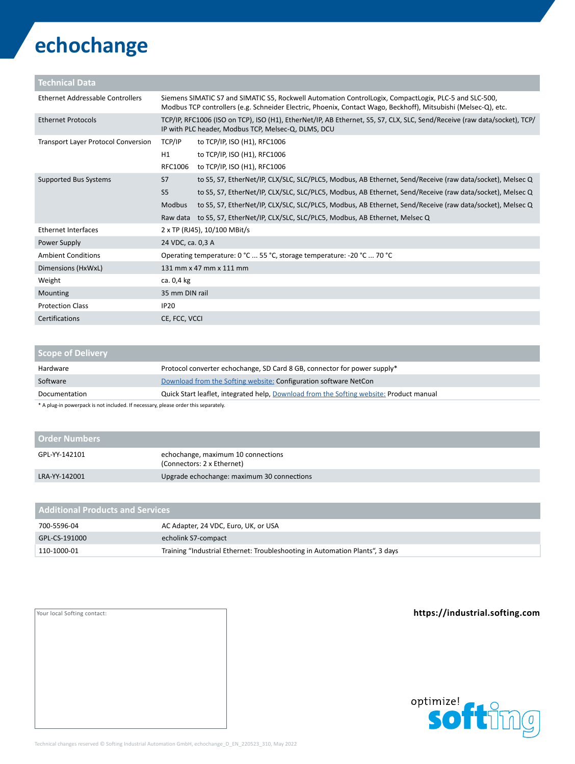# echochange

| Technical Data | | |
|---|---|---|
| Ethernet Addressable Controllers | Siemens SIMATIC S7 and SIMATIC S5, Rockwell Automation ControlLogix, CompactLogix, PLC-5 and SLC-500, Modbus TCP controllers (e.g. Schneider Electric, Phoenix, Contact Wago, Beckhoff), Mitsubishi (Melsec-Q), etc. | |
| Ethernet Protocols | TCP/IP, RFC1006 (ISO on TCP), ISO (H1), EtherNet/IP, AB Ethernet, S5, S7, CLX, SLC, Send/Receive (raw data/socket), TCP/IP with PLC header, Modbus TCP, Melsec-Q, DLMS, DCU | |
| Transport Layer Protocol Conversion | TCP/IP | to TCP/IP, ISO (H1), RFC1006 |
| | H1 | to TCP/IP, ISO (H1), RFC1006 |
| | RFC1006 | to TCP/IP, ISO (H1), RFC1006 |
| Supported Bus Systems | S7 | to S5, S7, EtherNet/IP, CLX/SLC, SLC/PLC5, Modbus, AB Ethernet, Send/Receive (raw data/socket), Melsec Q |
| | S5 | to S5, S7, EtherNet/IP, CLX/SLC, SLC/PLC5, Modbus, AB Ethernet, Send/Receive (raw data/socket), Melsec Q |
| | Modbus | to S5, S7, EtherNet/IP, CLX/SLC, SLC/PLC5, Modbus, AB Ethernet, Send/Receive (raw data/socket), Melsec Q |
| | Raw data | to S5, S7, EtherNet/IP, CLX/SLC, SLC/PLC5, Modbus, AB Ethernet, Melsec Q |
| Ethernet Interfaces | 2 x TP (RJ45), 10/100 MBit/s | |
| Power Supply | 24 VDC, ca. 0,3 A | |
| Ambient Conditions | Operating temperature: 0 °C ... 55 °C, storage temperature: -20 °C ... 70 °C | |
| Dimensions (HxWxL) | 131 mm x 47 mm x 111 mm | |
| Weight | ca. 0,4 kg | |
| Mounting | 35 mm DIN rail | |
| Protection Class | IP20 | |
| Certifications | CE, FCC, VCCI | |

| Scope of Delivery | |
|---|---|
| Hardware | Protocol converter echochange, SD Card 8 GB, connector for power supply* |
| Software | Download from the Softing website: Configuration software NetCon |
| Documentation | Quick Start leaflet, integrated help, Download from the Softing website: Product manual |

* A plug-in powerpack is not included. If necessary, please order this separately.

| Order Numbers | |
|---|---|
| GPL-YY-142101 | echochange, maximum 10 connections<br>(Connectors: 2 x Ethernet) |
| LRA-YY-142001 | Upgrade echochange: maximum 30 connections |

| Additional Products and Services | |
|---|---|
| 700-5596-04 | AC Adapter, 24 VDC, Euro, UK, or USA |
| GPL-CS-191000 | echolink S7-compact |
| 110-1000-01 | Training "Industrial Ethernet: Troubleshooting in Automation Plants", 3 days |

Your local Softing contact:

**https://industrial.softing.com**

optimize! softing

Technical changes reserved © Softing Industrial Automation GmbH, echochange_D_EN_220523_310, May 2022